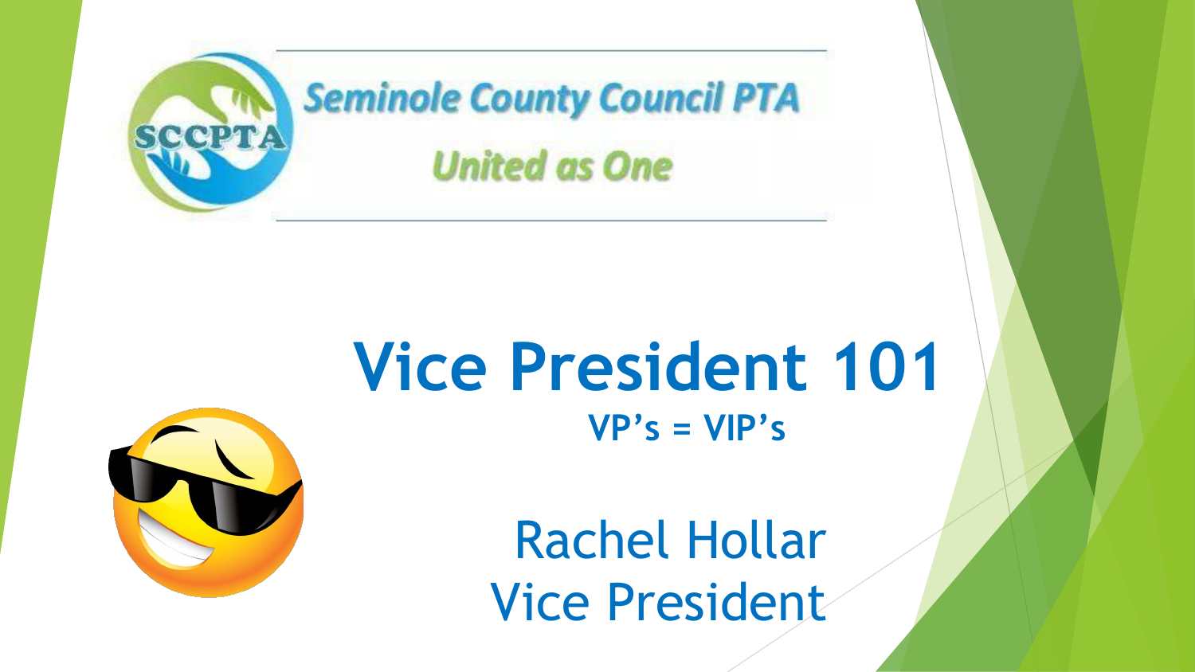Seminole County Council PTA

United as One

# Vice President 101

**VP's = VIP's**

Rachel Hollar
Vice President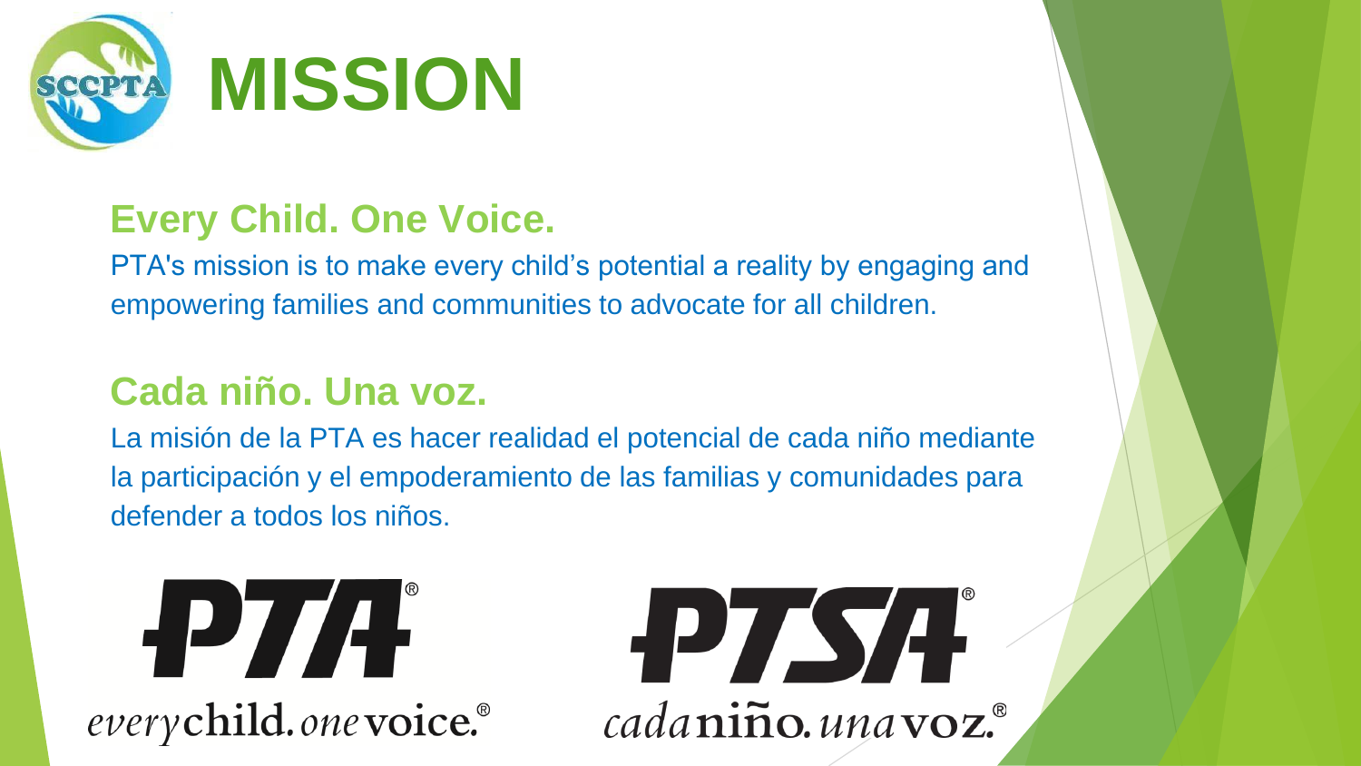# MISSION

## Every Child. One Voice.

PTA's mission is to make every child's potential a reality by engaging and empowering families and communities to advocate for all children.

## Cada niño. Una voz.

La misión de la PTA es hacer realidad el potencial de cada niño mediante la participación y el empoderamiento de las familias y comunidades para defender a todos los niños.

PTA®
*every* **child.** *one* **voice.**®

PTSA®
*cada* **niño.** *una* **voz.**®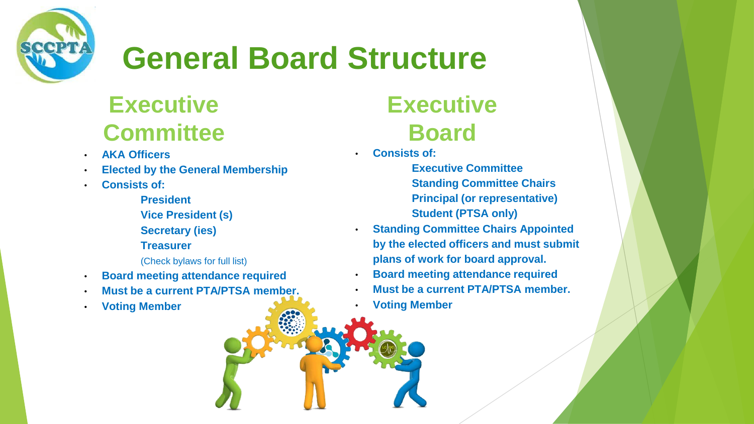# General Board Structure

## Executive Committee

- AKA Officers
- Elected by the General Membership
- Consists of:
  - President
  - Vice President (s)
  - Secretary (ies)
  - Treasurer
  - (Check bylaws for full list)
- Board meeting attendance required
- Must be a current PTA/PTSA member.
- Voting Member

## Executive Board

- Consists of:
  - Executive Committee
  - Standing Committee Chairs
  - Principal (or representative)
  - Student (PTSA only)
- Standing Committee Chairs Appointed by the elected officers and must submit plans of work for board approval.
- Board meeting attendance required
- Must be a current PTA/PTSA member.
- Voting Member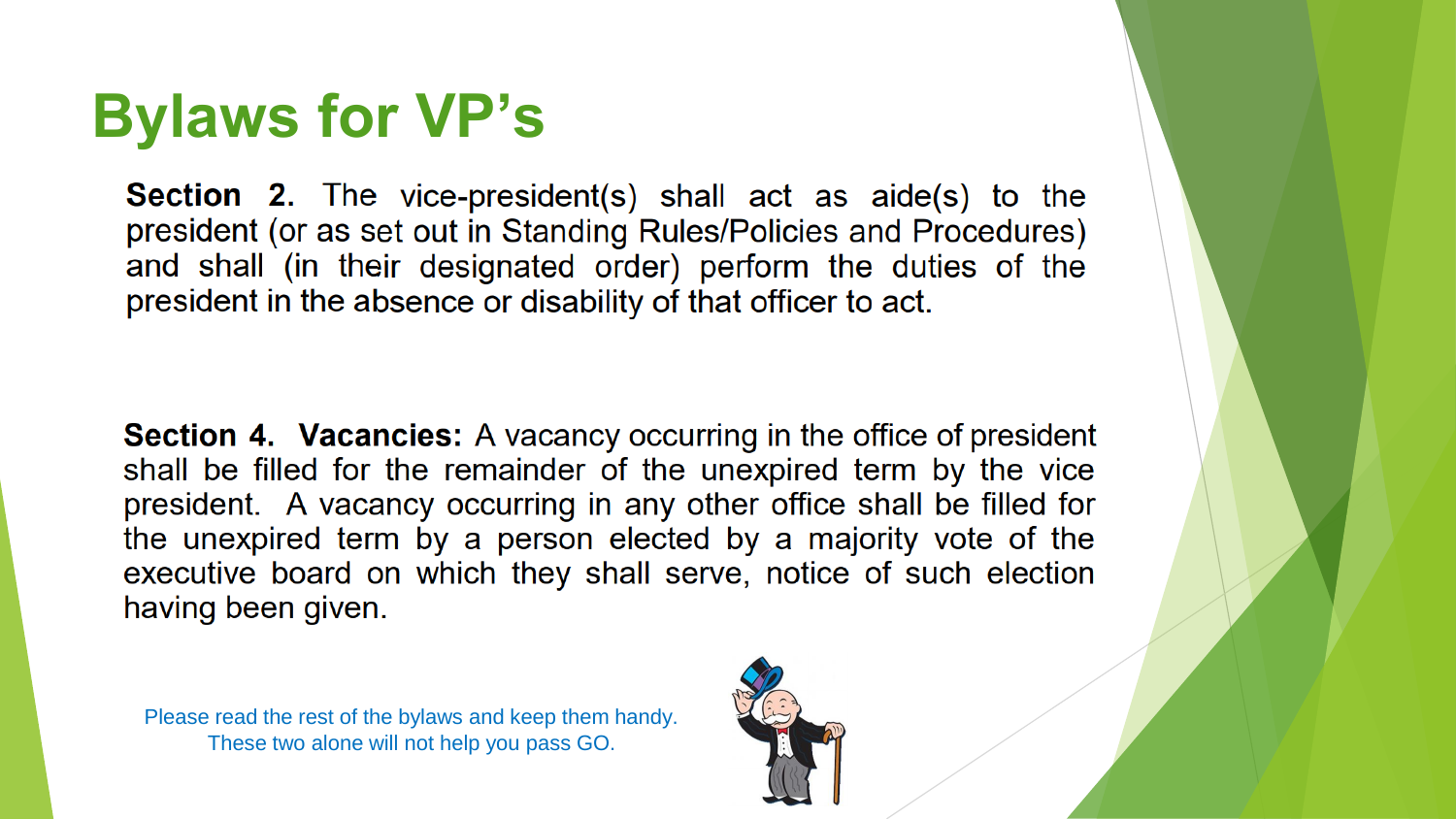# Bylaws for VP's

**Section 2.** The vice-president(s) shall act as aide(s) to the president (or as set out in Standing Rules/Policies and Procedures) and shall (in their designated order) perform the duties of the president in the absence or disability of that officer to act.

**Section 4. Vacancies:** A vacancy occurring in the office of president shall be filled for the remainder of the unexpired term by the vice president. A vacancy occurring in any other office shall be filled for the unexpired term by a person elected by a majority vote of the executive board on which they shall serve, notice of such election having been given.

Please read the rest of the bylaws and keep them handy.
These two alone will not help you pass GO.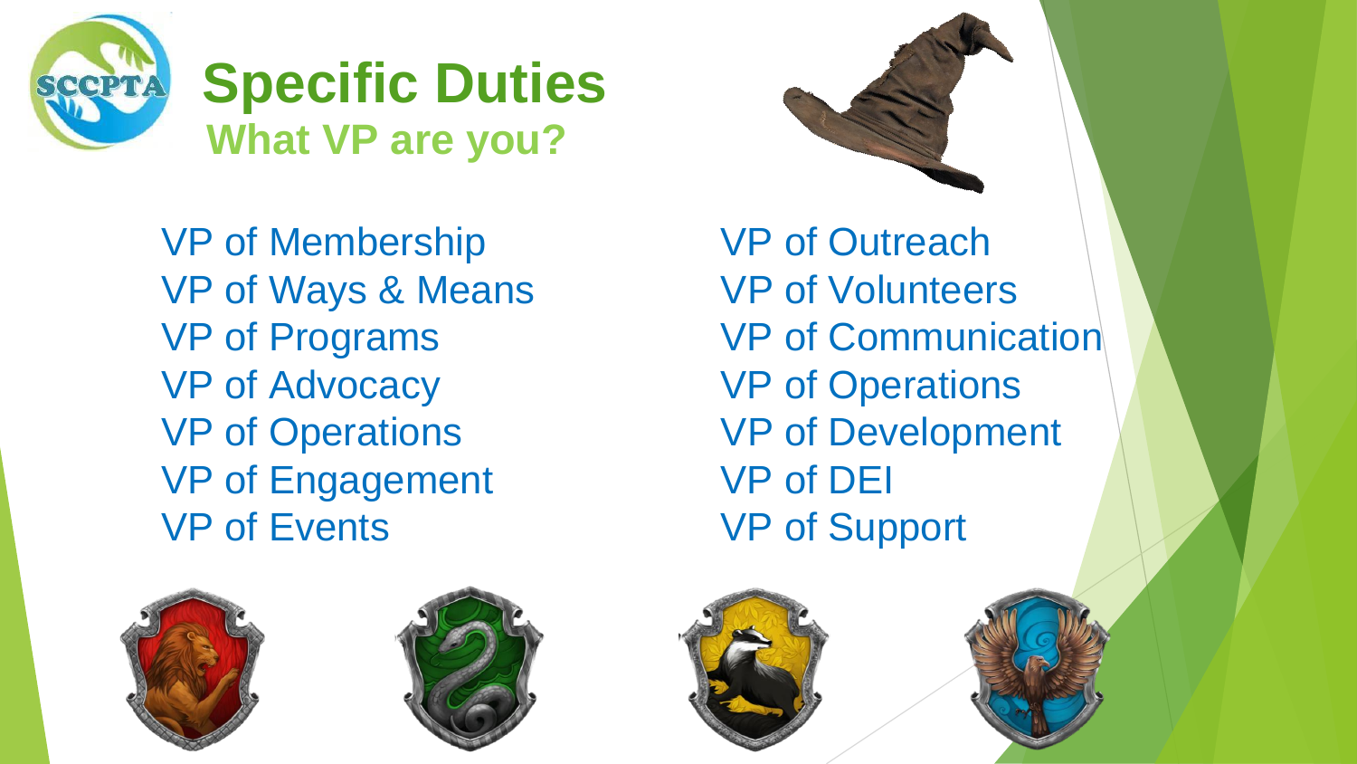# Specific Duties

## What VP are you?

VP of Membership
VP of Ways & Means
VP of Programs
VP of Advocacy
VP of Operations
VP of Engagement
VP of Events

VP of Outreach
VP of Volunteers
VP of Communication
VP of Operations
VP of Development
VP of DEI
VP of Support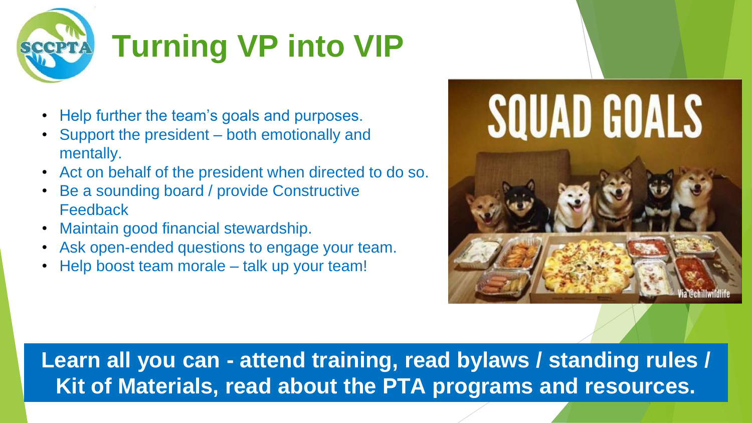# Turning VP into VIP

- Help further the team's goals and purposes.
- Support the president – both emotionally and mentally.
- Act on behalf of the president when directed to do so.
- Be a sounding board / provide Constructive Feedback
- Maintain good financial stewardship.
- Ask open-ended questions to engage your team.
- Help boost team morale – talk up your team!

**Learn all you can - attend training, read bylaws / standing rules / Kit of Materials, read about the PTA programs and resources.**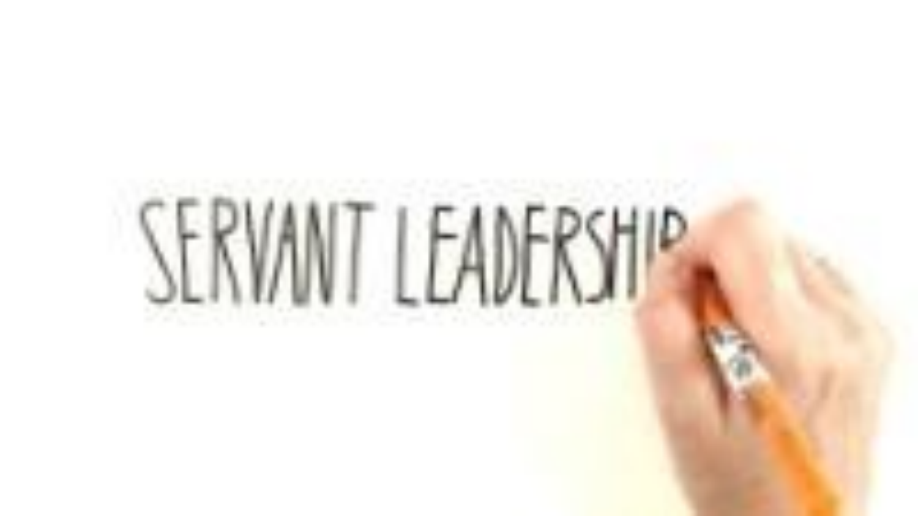SERVANT LEADERSHIP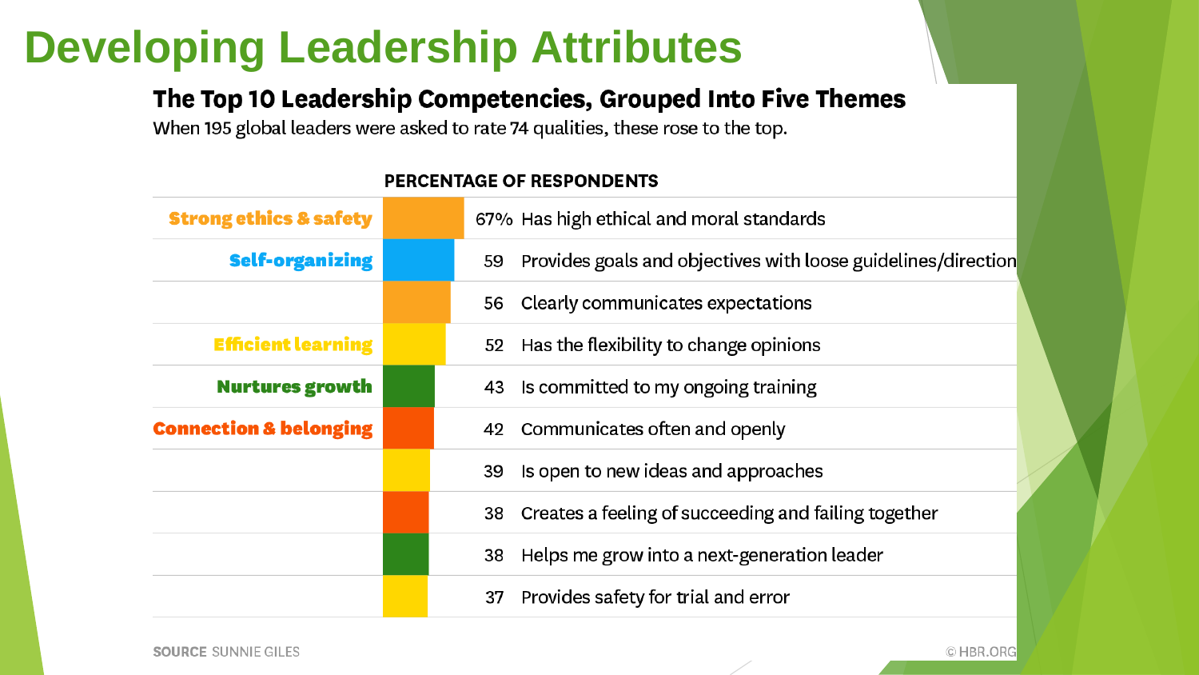# Developing Leadership Attributes

## The Top 10 Leadership Competencies, Grouped Into Five Themes

When 195 global leaders were asked to rate 74 qualities, these rose to the top.

| Theme | Percentage of Respondents | Competency |
|---|---|---|
| Strong ethics & safety | 67% | Has high ethical and moral standards |
| Self-organizing | 59 | Provides goals and objectives with loose guidelines/direction |
| | 56 | Clearly communicates expectations |
| Efficient learning | 52 | Has the flexibility to change opinions |
| Nurtures growth | 43 | Is committed to my ongoing training |
| Connection & belonging | 42 | Communicates often and openly |
| | 39 | Is open to new ideas and approaches |
| | 38 | Creates a feeling of succeeding and failing together |
| | 38 | Helps me grow into a next-generation leader |
| | 37 | Provides safety for trial and error |

**SOURCE** SUNNIE GILES

© HBR.ORG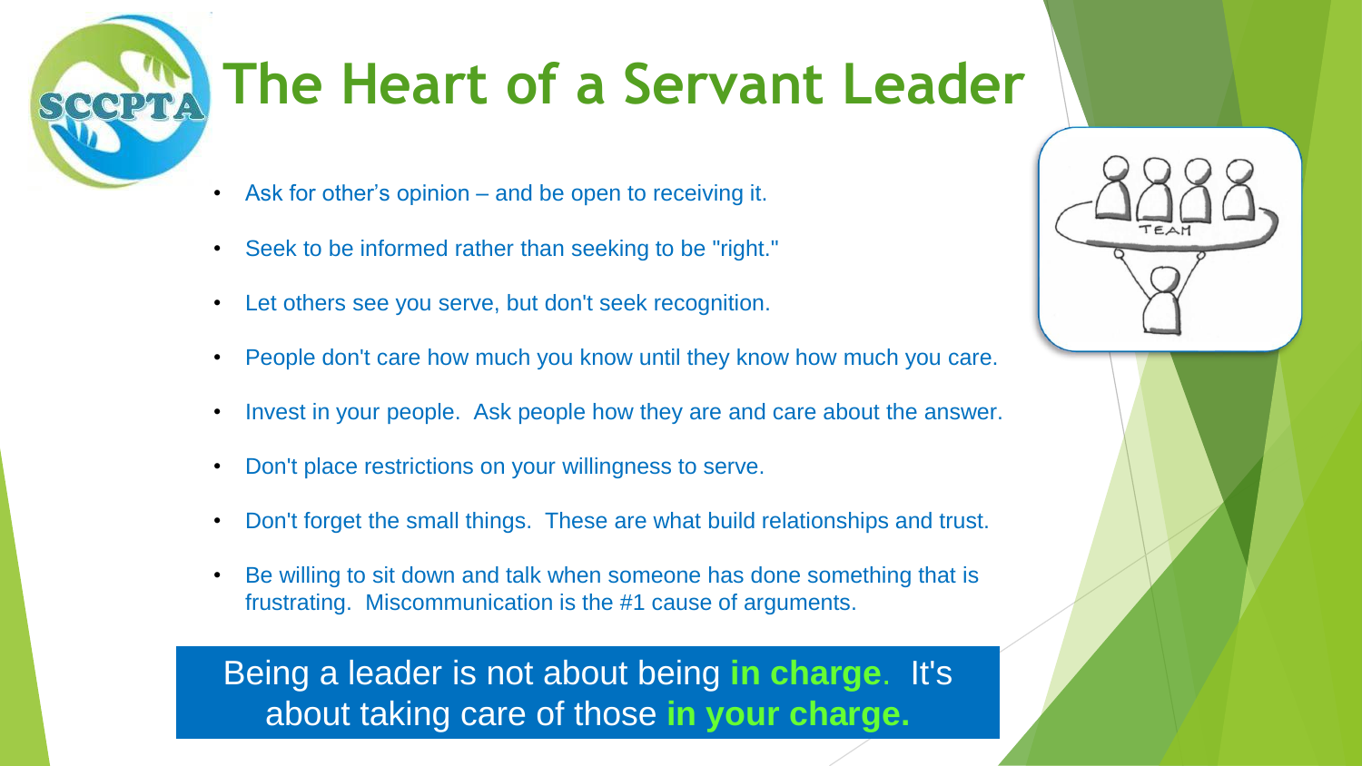# The Heart of a Servant Leader

- Ask for other's opinion – and be open to receiving it.
- Seek to be informed rather than seeking to be "right."
- Let others see you serve, but don't seek recognition.
- People don't care how much you know until they know how much you care.
- Invest in your people.  Ask people how they are and care about the answer.
- Don't place restrictions on your willingness to serve.
- Don't forget the small things.  These are what build relationships and trust.
- Be willing to sit down and talk when someone has done something that is frustrating.  Miscommunication is the #1 cause of arguments.

Being a leader is not about being **in charge**.  It's about taking care of those **in your charge.**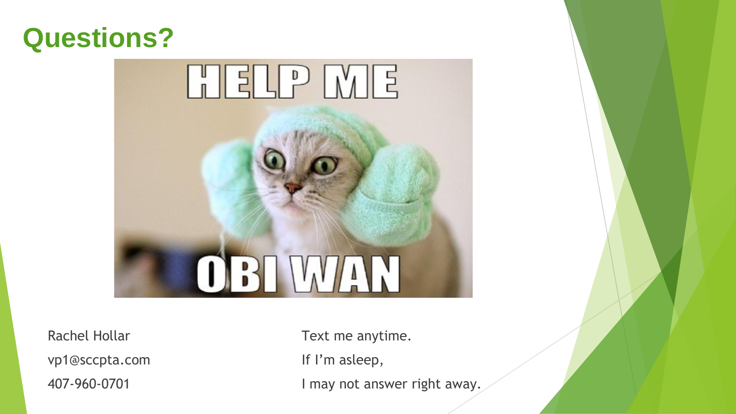# Questions?

Rachel Hollar

vp1@sccpta.com

407-960-0701

Text me anytime.

If I'm asleep,

I may not answer right away.